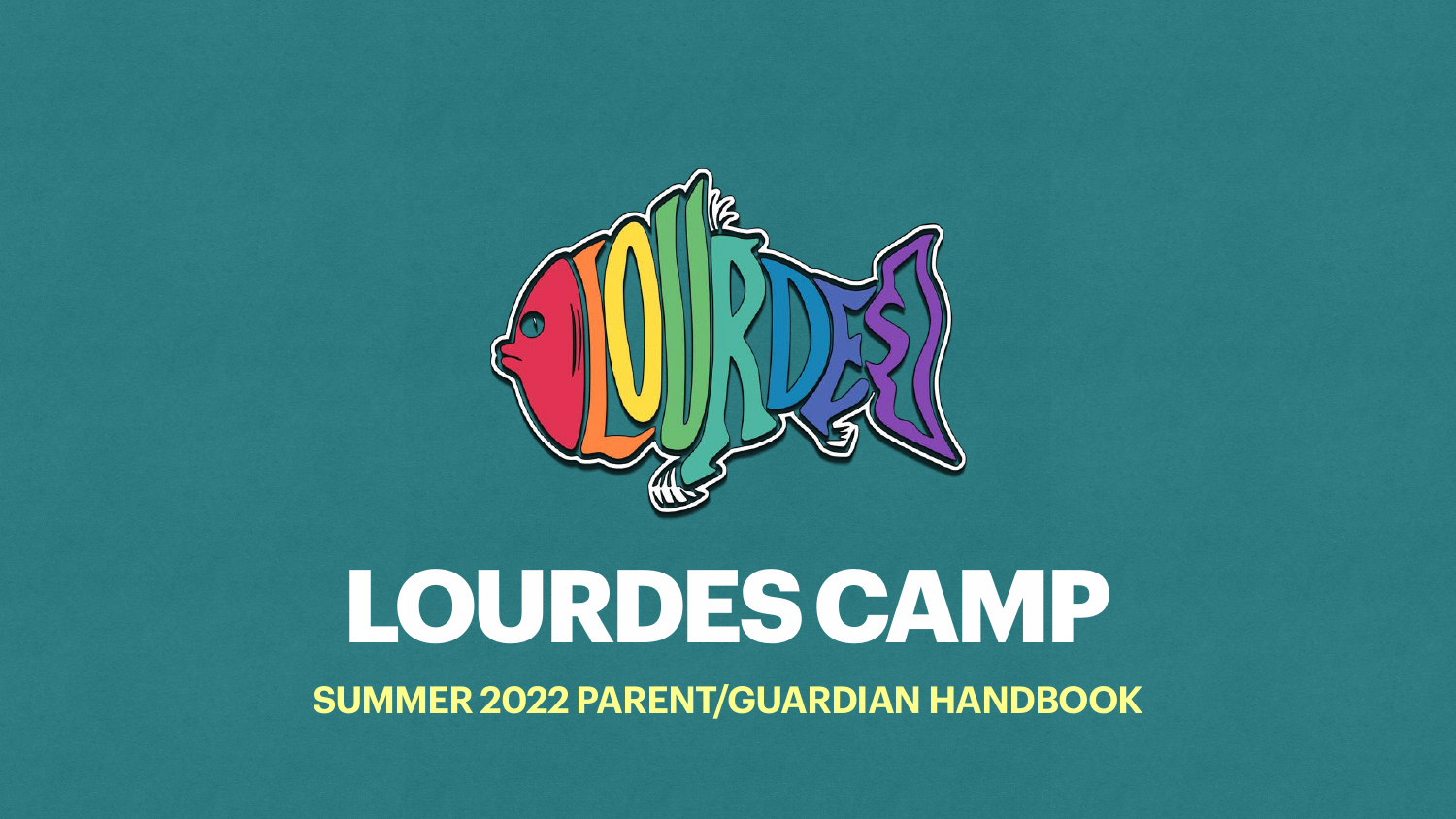# LOURDES CAMP

**SUMMER 2022 PARENT/GUARDIAN HANDBOOK**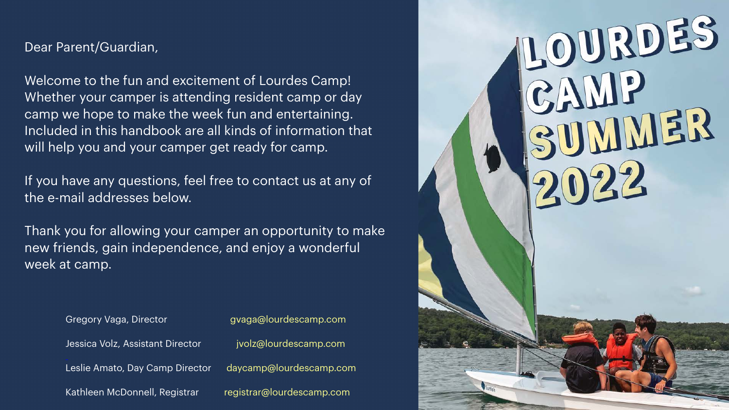# LOURDES CAMP SUMMER 2022

Dear Parent/Guardian,

Welcome to the fun and excitement of Lourdes Camp! Whether your camper is attending resident camp or day camp we hope to make the week fun and entertaining. Included in this handbook are all kinds of information that will help you and your camper get ready for camp.

If you have any questions, feel free to contact us at any of the e-mail addresses below.

Thank you for allowing your camper an opportunity to make new friends, gain independence, and enjoy a wonderful week at camp.

| | |
|---|---|
| Gregory Vaga, Director | gvaga@lourdescamp.com |
| Jessica Volz, Assistant Director | jvolz@lourdescamp.com |
| Leslie Amato, Day Camp Director | daycamp@lourdescamp.com |
| Kathleen McDonnell, Registrar | registrar@lourdescamp.com |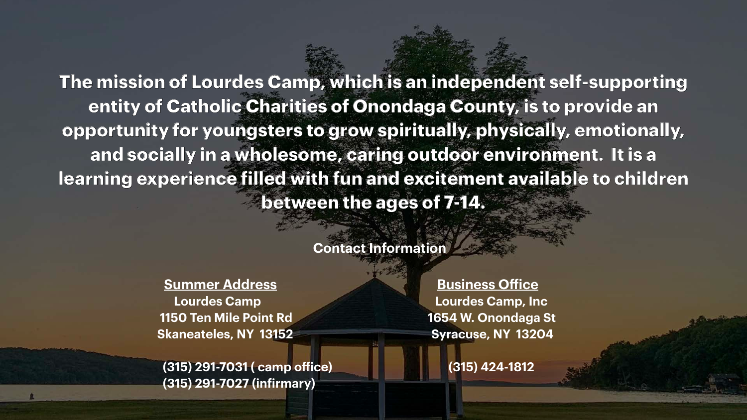**The mission of Lourdes Camp, which is an independent self-supporting entity of Catholic Charities of Onondaga County, is to provide an opportunity for youngsters to grow spiritually, physically, emotionally, and socially in a wholesome, caring outdoor environment. It is a learning experience filled with fun and excitement available to children between the ages of 7-14.**

**Contact Information**

**Summer Address**

**Lourdes Camp**
**1150 Ten Mile Point Rd**
**Skaneateles, NY 13152**

**(315) 291-7031 ( camp office)**
**(315) 291-7027 (infirmary)**

**Business Office**

**Lourdes Camp, Inc**
**1654 W. Onondaga St**
**Syracuse, NY 13204**

**(315) 424-1812**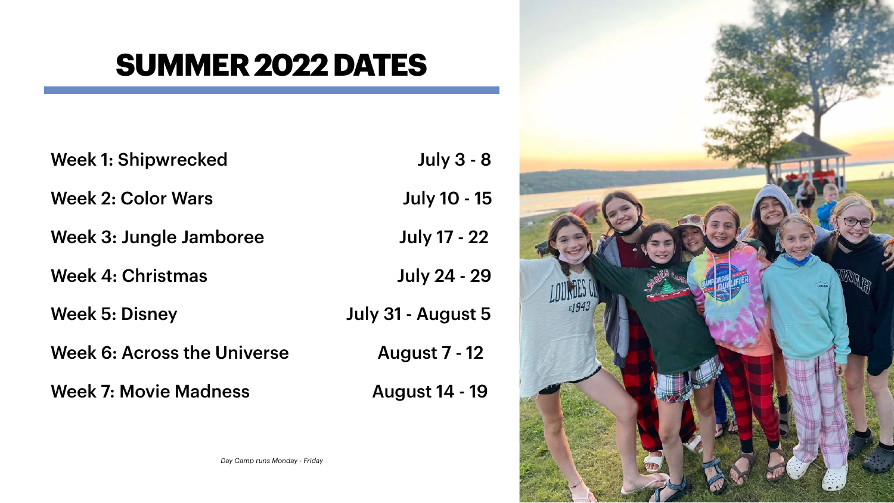# SUMMER 2022 DATES

| | |
|---|---|
| Week 1: Shipwrecked | July 3 - 8 |
| Week 2: Color Wars | July 10 - 15 |
| Week 3: Jungle Jamboree | July 17 - 22 |
| Week 4: Christmas | July 24 - 29 |
| Week 5: Disney | July 31 - August 5 |
| Week 6: Across the Universe | August 7 - 12 |
| Week 7: Movie Madness | August 14 - 19 |

*Day Camp runs Monday - Friday*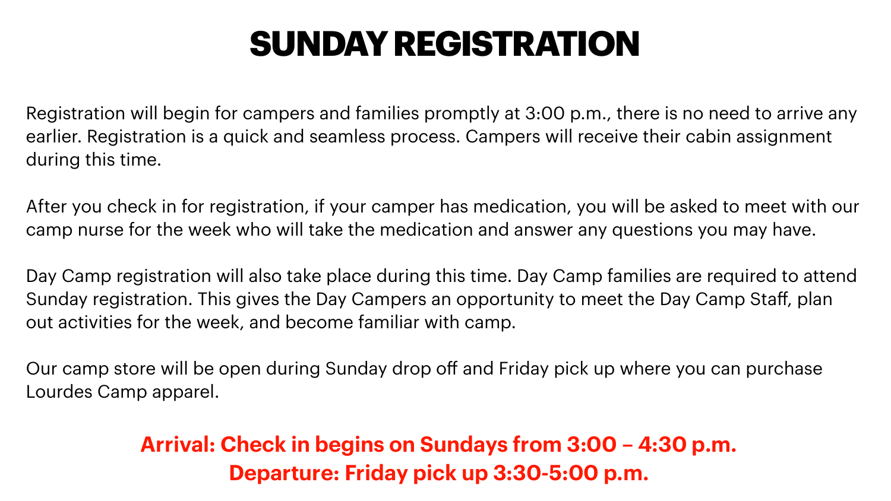# SUNDAY REGISTRATION

Registration will begin for campers and families promptly at 3:00 p.m., there is no need to arrive any earlier. Registration is a quick and seamless process. Campers will receive their cabin assignment during this time.

After you check in for registration, if your camper has medication, you will be asked to meet with our camp nurse for the week who will take the medication and answer any questions you may have.

Day Camp registration will also take place during this time. Day Camp families are required to attend Sunday registration. This gives the Day Campers an opportunity to meet the Day Camp Staff, plan out activities for the week, and become familiar with camp.

Our camp store will be open during Sunday drop off and Friday pick up where you can purchase Lourdes Camp apparel.

**Arrival: Check in begins on Sundays from 3:00 – 4:30 p.m.**
**Departure: Friday pick up 3:30-5:00 p.m.**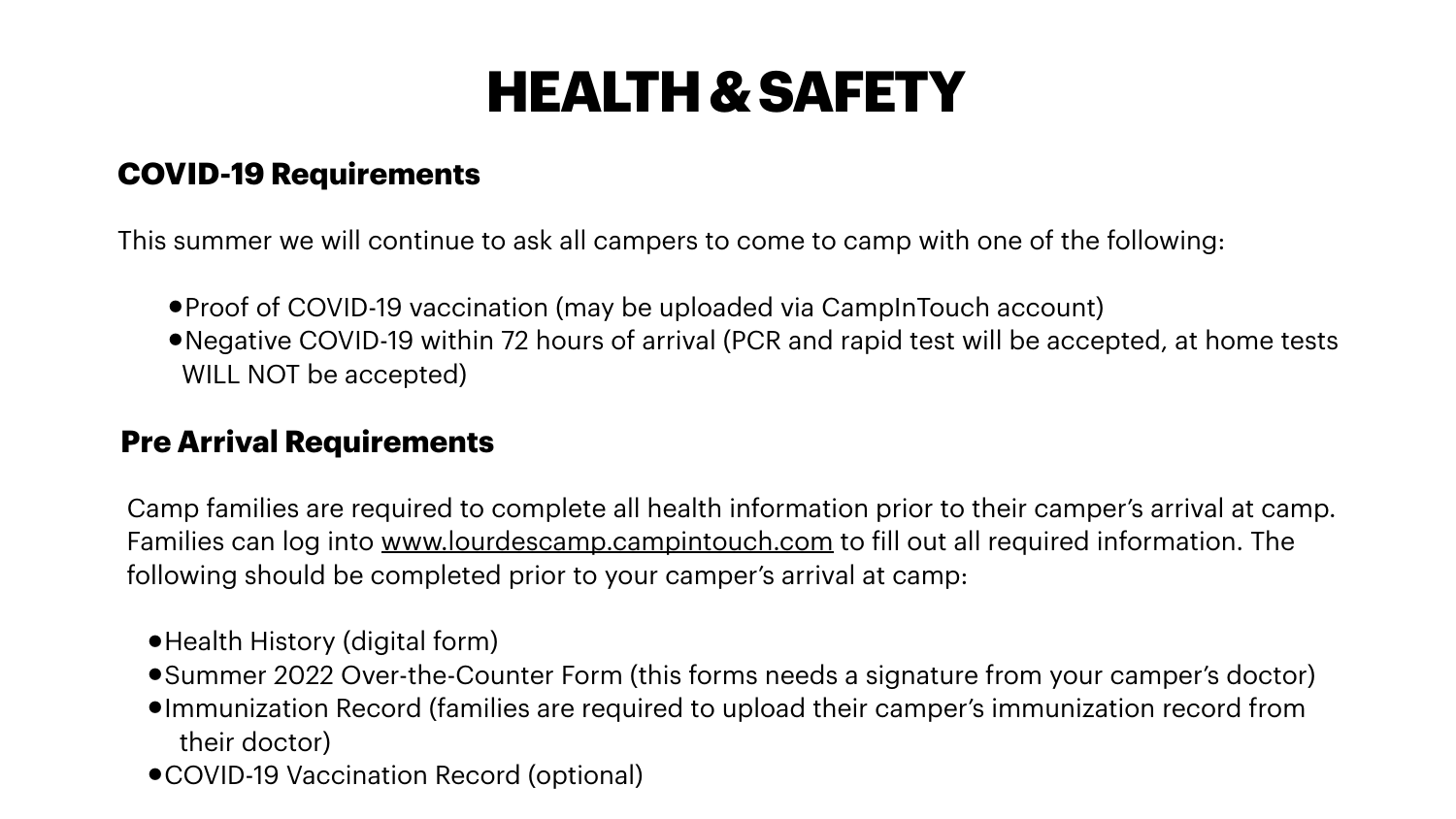# HEALTH & SAFETY

## COVID-19 Requirements

This summer we will continue to ask all campers to come to camp with one of the following:

- Proof of COVID-19 vaccination (may be uploaded via CampInTouch account)
- Negative COVID-19 within 72 hours of arrival (PCR and rapid test will be accepted, at home tests WILL NOT be accepted)

## Pre Arrival Requirements

Camp families are required to complete all health information prior to their camper's arrival at camp. Families can log into www.lourdescamp.campintouch.com to fill out all required information. The following should be completed prior to your camper's arrival at camp:

- Health History (digital form)
- Summer 2022 Over-the-Counter Form (this forms needs a signature from your camper's doctor)
- Immunization Record (families are required to upload their camper's immunization record from their doctor)
- COVID-19 Vaccination Record (optional)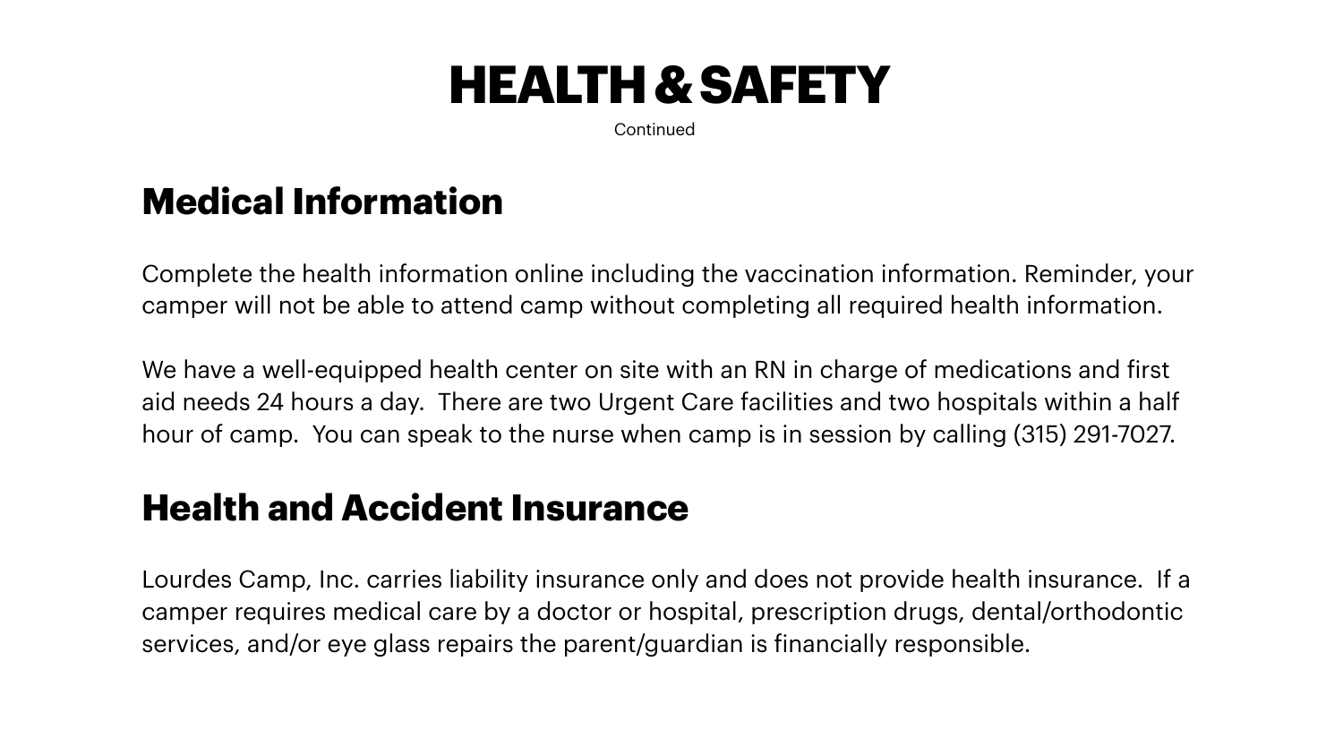# HEALTH & SAFETY

Continued

## Medical Information

Complete the health information online including the vaccination information. Reminder, your camper will not be able to attend camp without completing all required health information.

We have a well-equipped health center on site with an RN in charge of medications and first aid needs 24 hours a day.  There are two Urgent Care facilities and two hospitals within a half hour of camp.  You can speak to the nurse when camp is in session by calling (315) 291-7027.

## Health and Accident Insurance

Lourdes Camp, Inc. carries liability insurance only and does not provide health insurance.  If a camper requires medical care by a doctor or hospital, prescription drugs, dental/orthodontic services, and/or eye glass repairs the parent/guardian is financially responsible.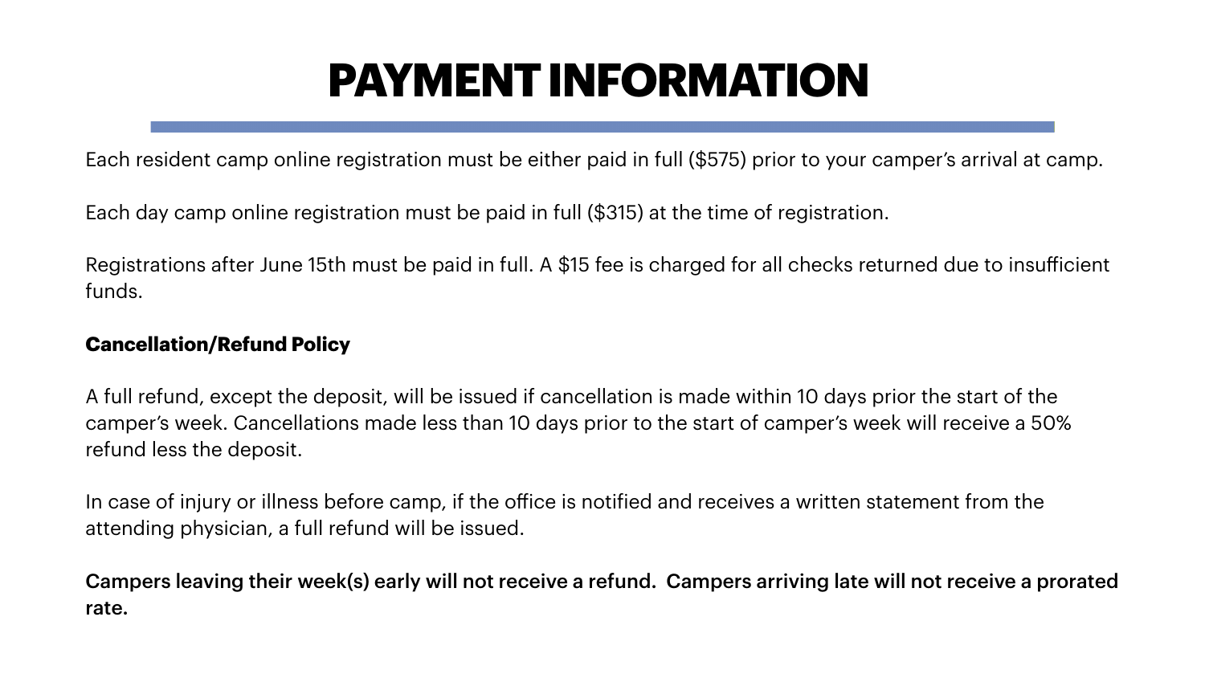# PAYMENT INFORMATION

Each resident camp online registration must be either paid in full ($575) prior to your camper's arrival at camp.

Each day camp online registration must be paid in full ($315) at the time of registration.

Registrations after June 15th must be paid in full. A $15 fee is charged for all checks returned due to insufficient funds.

**Cancellation/Refund Policy**

A full refund, except the deposit, will be issued if cancellation is made within 10 days prior the start of the camper's week. Cancellations made less than 10 days prior to the start of camper's week will receive a 50% refund less the deposit.

In case of injury or illness before camp, if the office is notified and receives a written statement from the attending physician, a full refund will be issued.

**Campers leaving their week(s) early will not receive a refund. Campers arriving late will not receive a prorated rate.**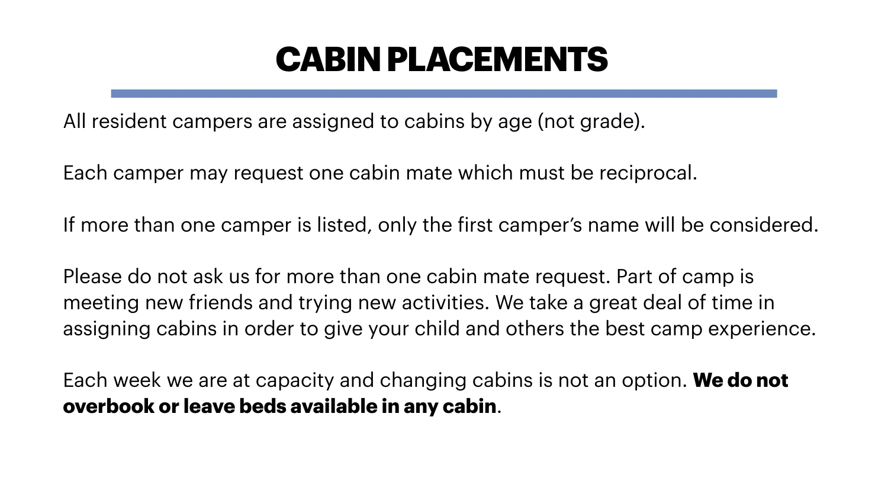# CABIN PLACEMENTS

All resident campers are assigned to cabins by age (not grade).

Each camper may request one cabin mate which must be reciprocal.

If more than one camper is listed, only the first camper's name will be considered.

Please do not ask us for more than one cabin mate request. Part of camp is meeting new friends and trying new activities. We take a great deal of time in assigning cabins in order to give your child and others the best camp experience.

Each week we are at capacity and changing cabins is not an option. **We do not overbook or leave beds available in any cabin**.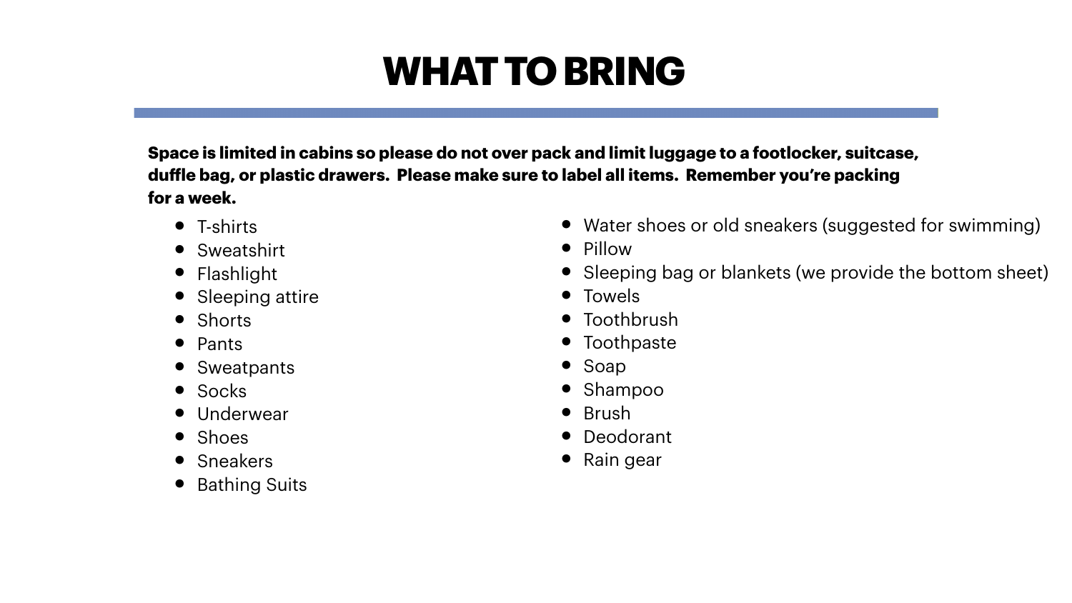# WHAT TO BRING

**Space is limited in cabins so please do not over pack and limit luggage to a footlocker, suitcase, duffle bag, or plastic drawers. Please make sure to label all items. Remember you're packing for a week.**

- T-shirts
- Sweatshirt
- Flashlight
- Sleeping attire
- Shorts
- Pants
- Sweatpants
- Socks
- Underwear
- Shoes
- Sneakers
- Bathing Suits
- Water shoes or old sneakers (suggested for swimming)
- Pillow
- Sleeping bag or blankets (we provide the bottom sheet)
- Towels
- Toothbrush
- Toothpaste
- Soap
- Shampoo
- Brush
- Deodorant
- Rain gear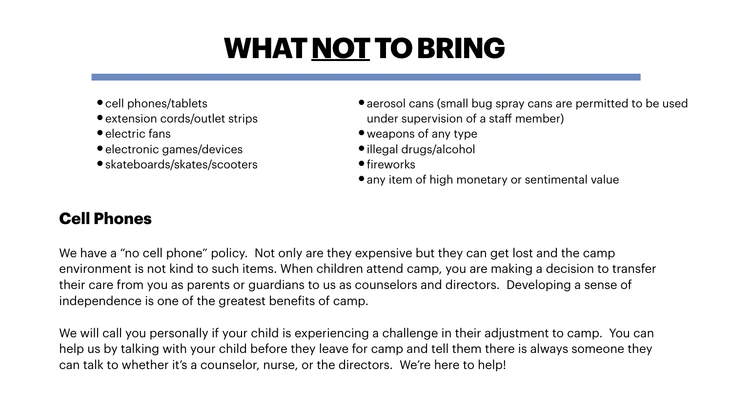# WHAT NOT TO BRING

- cell phones/tablets
- extension cords/outlet strips
- electric fans
- electronic games/devices
- skateboards/skates/scooters
- aerosol cans (small bug spray cans are permitted to be used under supervision of a staff member)
- weapons of any type
- illegal drugs/alcohol
- fireworks
- any item of high monetary or sentimental value

## Cell Phones

We have a "no cell phone" policy. Not only are they expensive but they can get lost and the camp environment is not kind to such items. When children attend camp, you are making a decision to transfer their care from you as parents or guardians to us as counselors and directors. Developing a sense of independence is one of the greatest benefits of camp.

We will call you personally if your child is experiencing a challenge in their adjustment to camp. You can help us by talking with your child before they leave for camp and tell them there is always someone they can talk to whether it's a counselor, nurse, or the directors. We're here to help!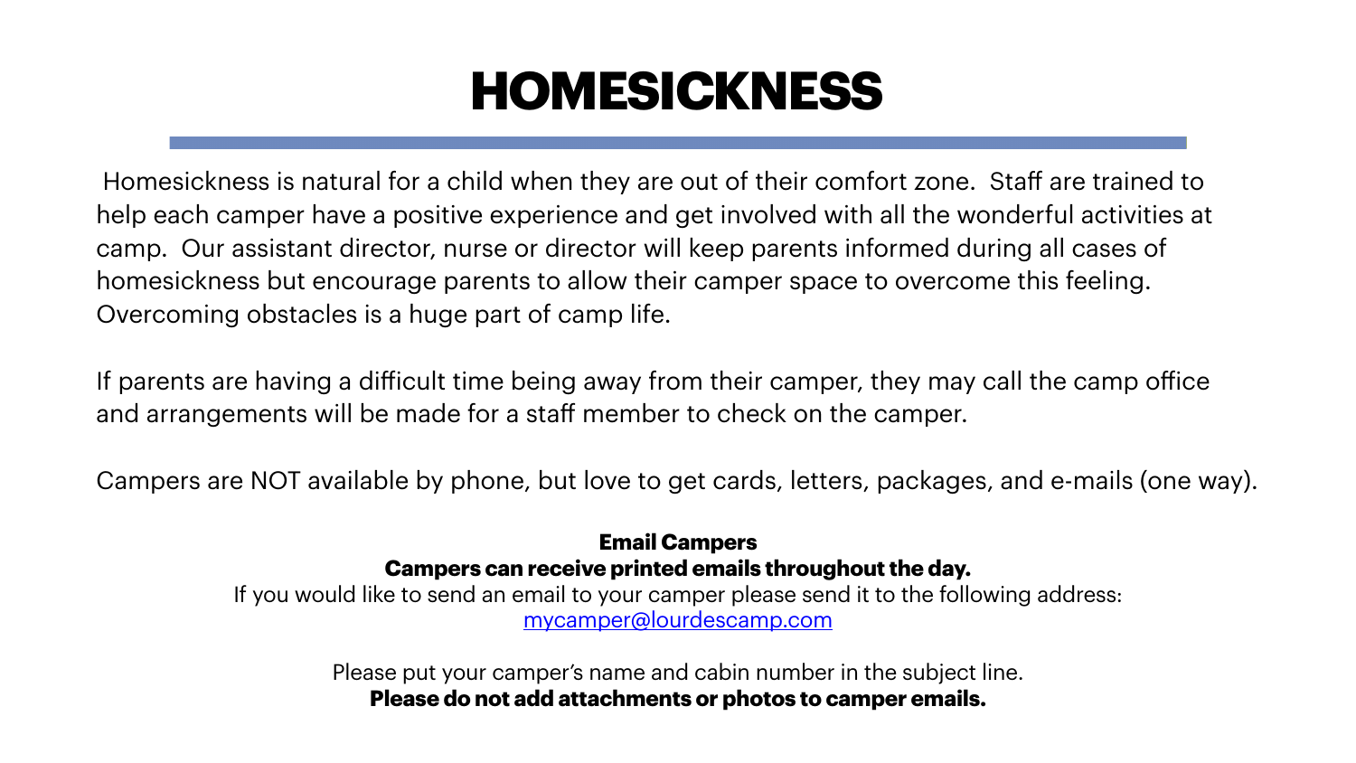# HOMESICKNESS

Homesickness is natural for a child when they are out of their comfort zone. Staff are trained to help each camper have a positive experience and get involved with all the wonderful activities at camp. Our assistant director, nurse or director will keep parents informed during all cases of homesickness but encourage parents to allow their camper space to overcome this feeling. Overcoming obstacles is a huge part of camp life.

If parents are having a difficult time being away from their camper, they may call the camp office and arrangements will be made for a staff member to check on the camper.

Campers are NOT available by phone, but love to get cards, letters, packages, and e-mails (one way).

**Email Campers**

**Campers can receive printed emails throughout the day.**

If you would like to send an email to your camper please send it to the following address:
[mycamper@lourdescamp.com](mailto:mycamper@lourdescamp.com)

Please put your camper's name and cabin number in the subject line.

**Please do not add attachments or photos to camper emails.**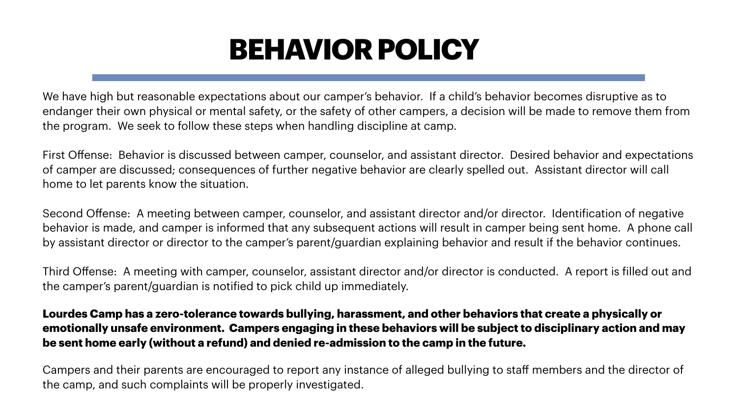# BEHAVIOR POLICY

We have high but reasonable expectations about our camper's behavior. If a child's behavior becomes disruptive as to endanger their own physical or mental safety, or the safety of other campers, a decision will be made to remove them from the program. We seek to follow these steps when handling discipline at camp.

First Offense: Behavior is discussed between camper, counselor, and assistant director. Desired behavior and expectations of camper are discussed; consequences of further negative behavior are clearly spelled out. Assistant director will call home to let parents know the situation.

Second Offense: A meeting between camper, counselor, and assistant director and/or director. Identification of negative behavior is made, and camper is informed that any subsequent actions will result in camper being sent home. A phone call by assistant director or director to the camper's parent/guardian explaining behavior and result if the behavior continues.

Third Offense: A meeting with camper, counselor, assistant director and/or director is conducted. A report is filled out and the camper's parent/guardian is notified to pick child up immediately.

**Lourdes Camp has a zero-tolerance towards bullying, harassment, and other behaviors that create a physically or emotionally unsafe environment. Campers engaging in these behaviors will be subject to disciplinary action and may be sent home early (without a refund) and denied re-admission to the camp in the future.**

Campers and their parents are encouraged to report any instance of alleged bullying to staff members and the director of the camp, and such complaints will be properly investigated.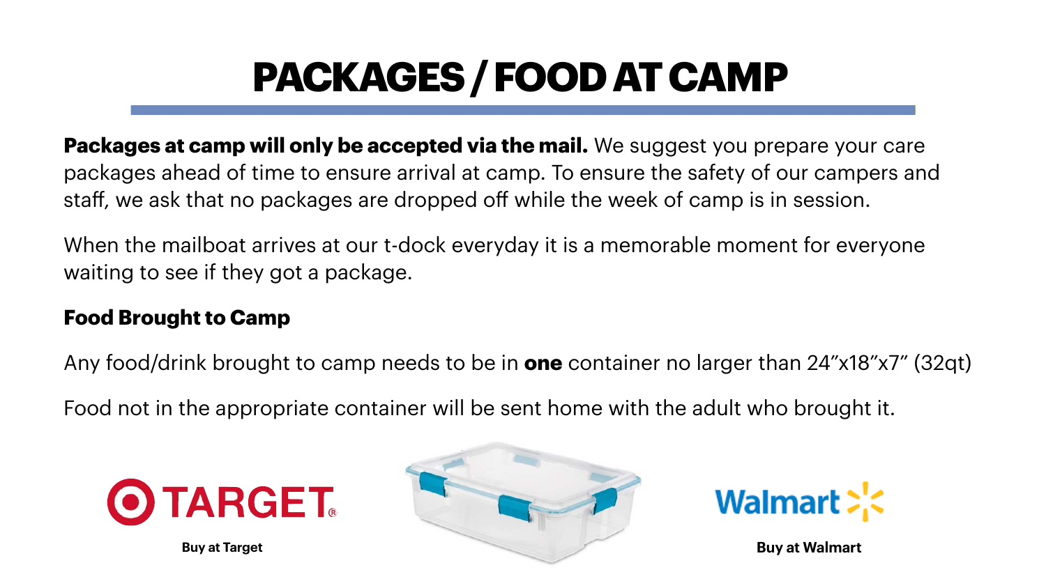# PACKAGES / FOOD AT CAMP

**Packages at camp will only be accepted via the mail.** We suggest you prepare your care packages ahead of time to ensure arrival at camp. To ensure the safety of our campers and staff, we ask that no packages are dropped off while the week of camp is in session.

When the mailboat arrives at our t-dock everyday it is a memorable moment for everyone waiting to see if they got a package.

**Food Brought to Camp**

Any food/drink brought to camp needs to be in **one** container no larger than 24"x18"x7" (32qt)

Food not in the appropriate container will be sent home with the adult who brought it.

TARGET

**Buy at Target**

Walmart

**Buy at Walmart**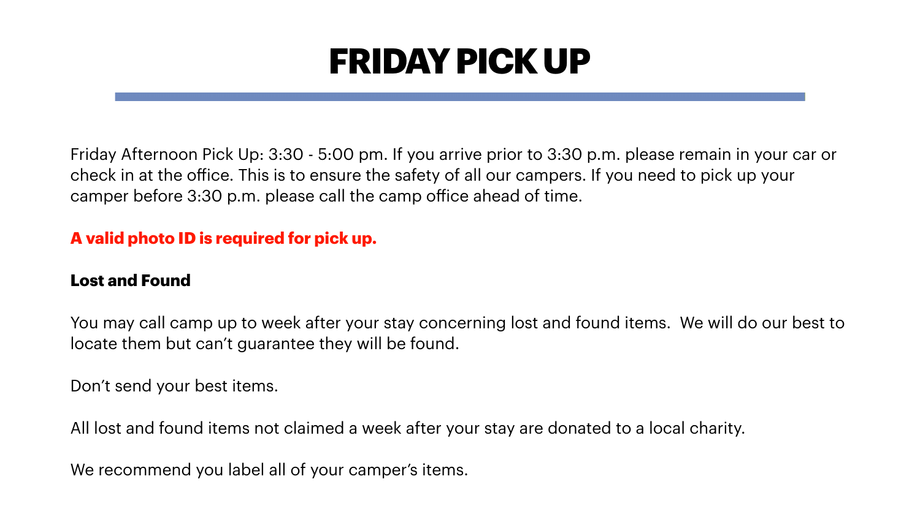# FRIDAY PICK UP

Friday Afternoon Pick Up: 3:30 - 5:00 pm. If you arrive prior to 3:30 p.m. please remain in your car or check in at the office. This is to ensure the safety of all our campers. If you need to pick up your camper before 3:30 p.m. please call the camp office ahead of time.

**A valid photo ID is required for pick up.**

**Lost and Found**

You may call camp up to week after your stay concerning lost and found items. We will do our best to locate them but can't guarantee they will be found.

Don't send your best items.

All lost and found items not claimed a week after your stay are donated to a local charity.

We recommend you label all of your camper's items.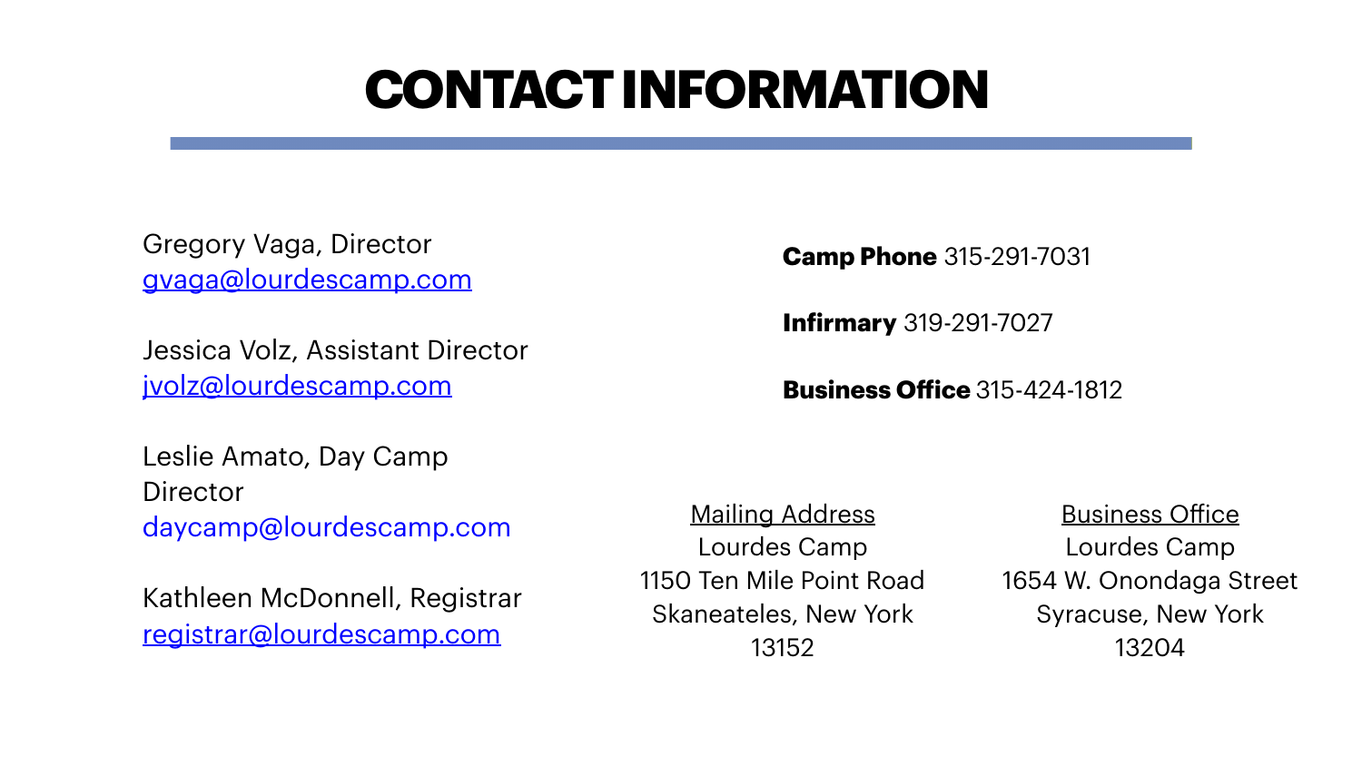# CONTACT INFORMATION

Gregory Vaga, Director
gvaga@lourdescamp.com

Jessica Volz, Assistant Director
jvolz@lourdescamp.com

Leslie Amato, Day Camp Director
daycamp@lourdescamp.com

Kathleen McDonnell, Registrar
registrar@lourdescamp.com

**Camp Phone** 315-291-7031

**Infirmary** 319-291-7027

**Business Office** 315-424-1812

Mailing Address
Lourdes Camp
1150 Ten Mile Point Road
Skaneateles, New York
13152

Business Office
Lourdes Camp
1654 W. Onondaga Street
Syracuse, New York
13204